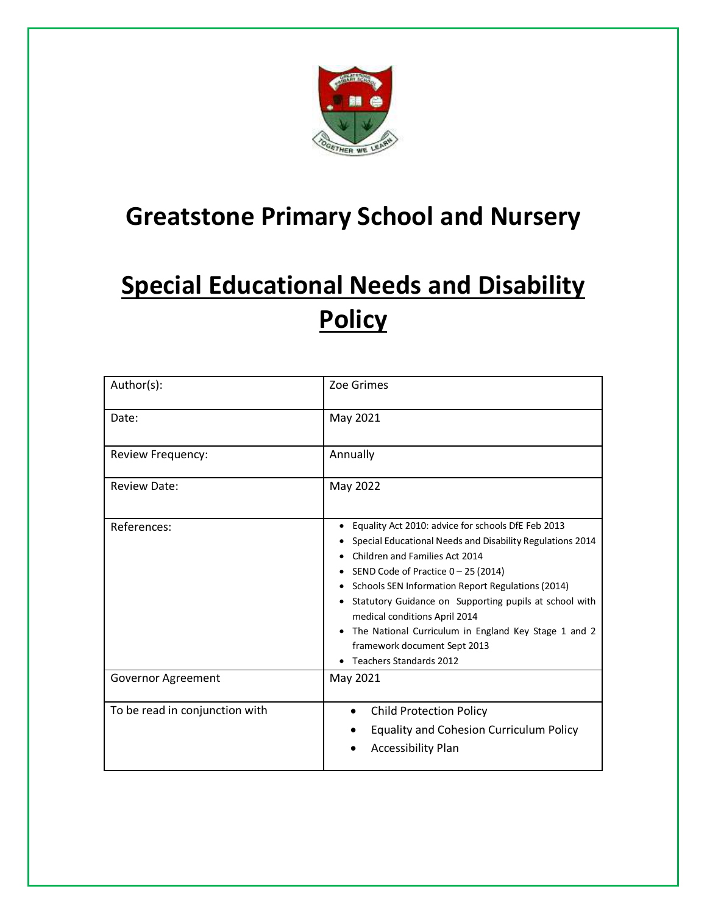# Greatstone Primary School and Nursery

## Special Educational Needs and Disability Policy

| | |
|---|---|
| Author(s): | Zoe Grimes |
| Date: | May 2021 |
| Review Frequency: | Annually |
| Review Date: | May 2022 |
| References: | • Equality Act 2010: advice for schools DfE Feb 2013<br>• Special Educational Needs and Disability Regulations 2014<br>• Children and Families Act 2014<br>• SEND Code of Practice 0 – 25 (2014)<br>• Schools SEN Information Report Regulations (2014)<br>• Statutory Guidance on Supporting pupils at school with medical conditions April 2014<br>• The National Curriculum in England Key Stage 1 and 2 framework document Sept 2013<br>• Teachers Standards 2012 |
| Governor Agreement | May 2021 |
| To be read in conjunction with | • Child Protection Policy<br>• Equality and Cohesion Curriculum Policy<br>• Accessibility Plan |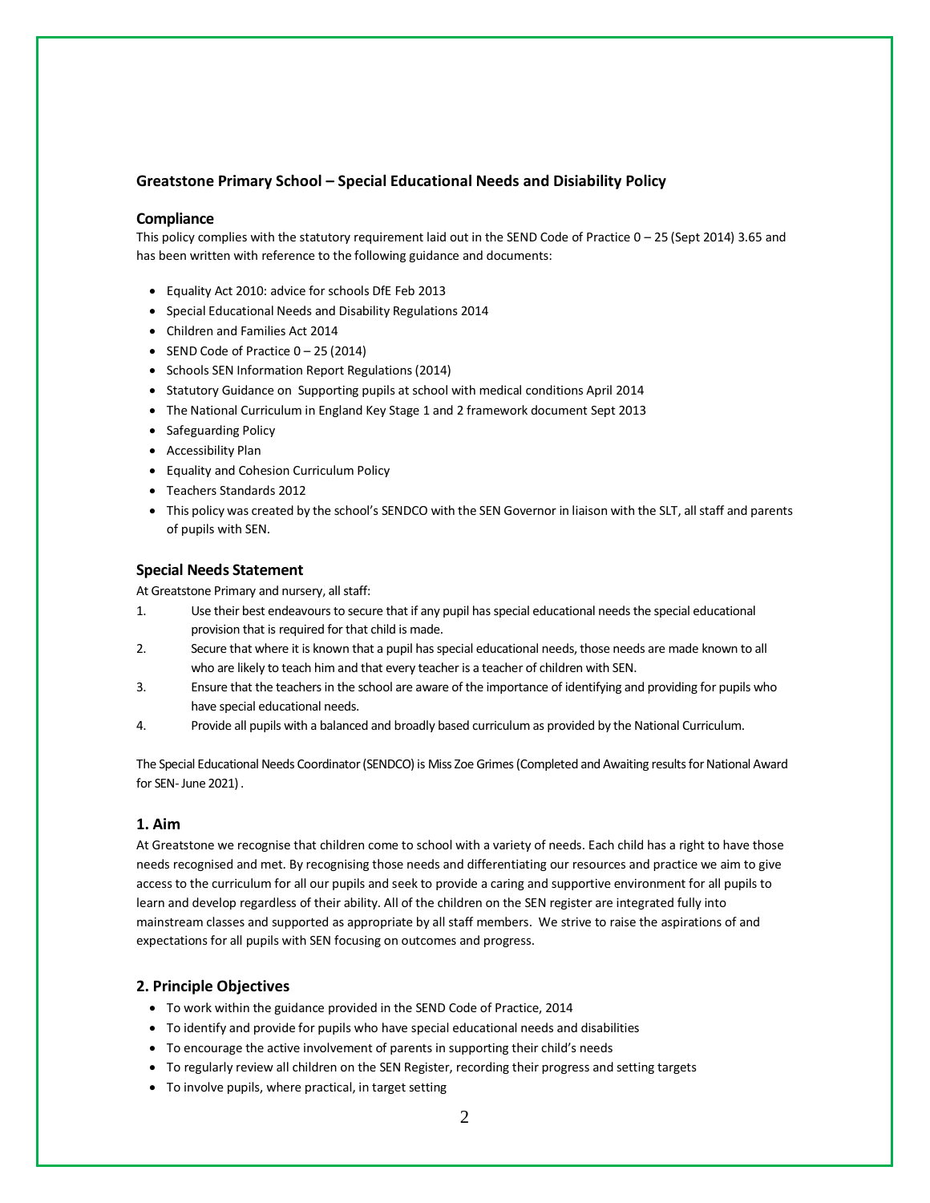### Greatstone Primary School – Special Educational Needs and Disiability Policy

#### Compliance

This policy complies with the statutory requirement laid out in the SEND Code of Practice 0 – 25 (Sept 2014) 3.65 and has been written with reference to the following guidance and documents:

- Equality Act 2010: advice for schools DfE Feb 2013
- Special Educational Needs and Disability Regulations 2014
- Children and Families Act 2014
- SEND Code of Practice 0 – 25 (2014)
- Schools SEN Information Report Regulations (2014)
- Statutory Guidance on Supporting pupils at school with medical conditions April 2014
- The National Curriculum in England Key Stage 1 and 2 framework document Sept 2013
- Safeguarding Policy
- Accessibility Plan
- Equality and Cohesion Curriculum Policy
- Teachers Standards 2012
- This policy was created by the school's SENDCO with the SEN Governor in liaison with the SLT, all staff and parents of pupils with SEN.

#### Special Needs Statement

At Greatstone Primary and nursery, all staff:

1. Use their best endeavours to secure that if any pupil has special educational needs the special educational provision that is required for that child is made.
2. Secure that where it is known that a pupil has special educational needs, those needs are made known to all who are likely to teach him and that every teacher is a teacher of children with SEN.
3. Ensure that the teachers in the school are aware of the importance of identifying and providing for pupils who have special educational needs.
4. Provide all pupils with a balanced and broadly based curriculum as provided by the National Curriculum.

The Special Educational Needs Coordinator (SENDCO) is Miss Zoe Grimes (Completed and Awaiting results for National Award for SEN- June 2021) .

#### 1. Aim

At Greatstone we recognise that children come to school with a variety of needs. Each child has a right to have those needs recognised and met. By recognising those needs and differentiating our resources and practice we aim to give access to the curriculum for all our pupils and seek to provide a caring and supportive environment for all pupils to learn and develop regardless of their ability. All of the children on the SEN register are integrated fully into mainstream classes and supported as appropriate by all staff members. We strive to raise the aspirations of and expectations for all pupils with SEN focusing on outcomes and progress.

#### 2. Principle Objectives

- To work within the guidance provided in the SEND Code of Practice, 2014
- To identify and provide for pupils who have special educational needs and disabilities
- To encourage the active involvement of parents in supporting their child's needs
- To regularly review all children on the SEN Register, recording their progress and setting targets
- To involve pupils, where practical, in target setting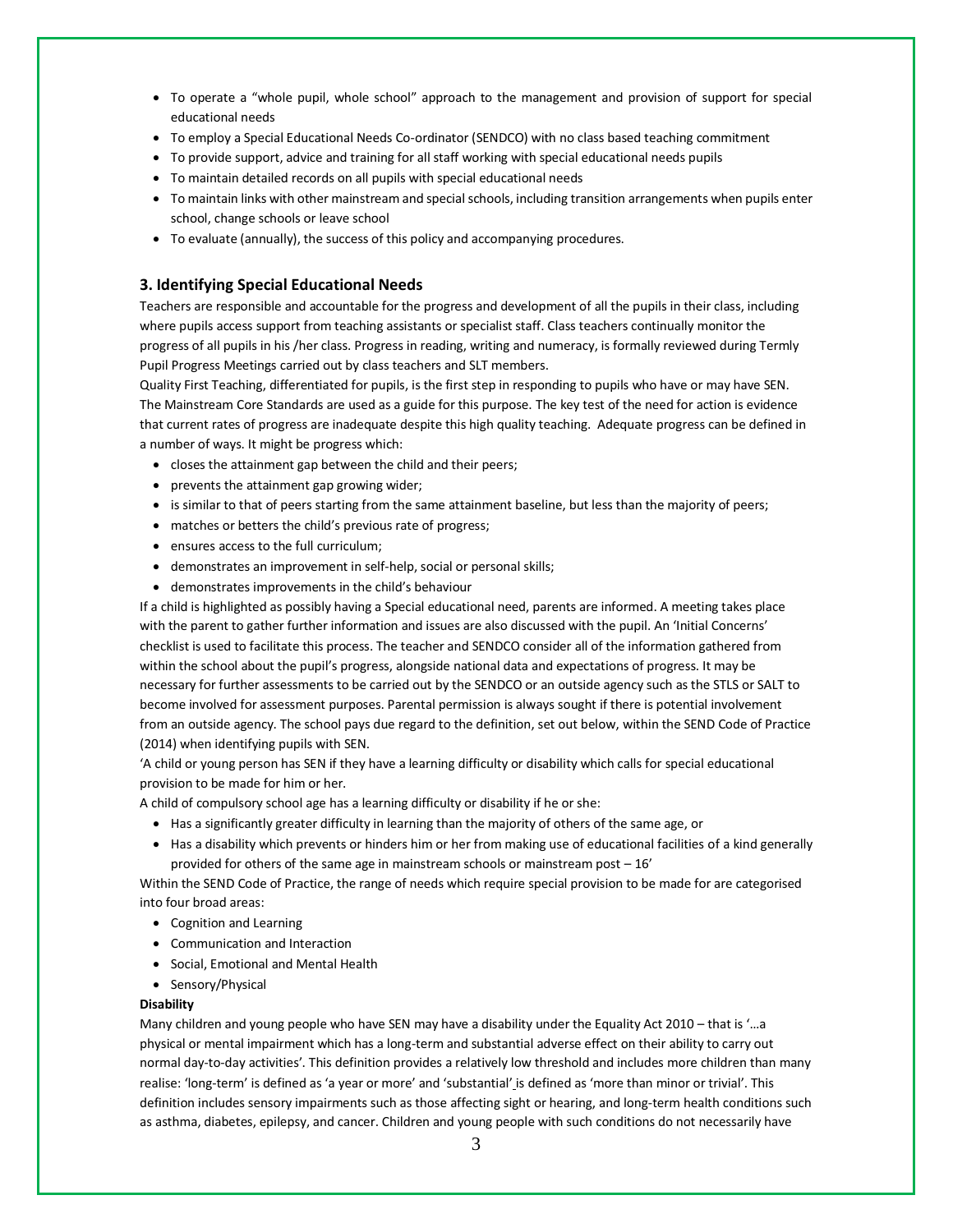- To operate a "whole pupil, whole school" approach to the management and provision of support for special educational needs
- To employ a Special Educational Needs Co-ordinator (SENDCO) with no class based teaching commitment
- To provide support, advice and training for all staff working with special educational needs pupils
- To maintain detailed records on all pupils with special educational needs
- To maintain links with other mainstream and special schools, including transition arrangements when pupils enter school, change schools or leave school
- To evaluate (annually), the success of this policy and accompanying procedures.

## 3. Identifying Special Educational Needs

Teachers are responsible and accountable for the progress and development of all the pupils in their class, including where pupils access support from teaching assistants or specialist staff. Class teachers continually monitor the progress of all pupils in his /her class. Progress in reading, writing and numeracy, is formally reviewed during Termly Pupil Progress Meetings carried out by class teachers and SLT members.

Quality First Teaching, differentiated for pupils, is the first step in responding to pupils who have or may have SEN. The Mainstream Core Standards are used as a guide for this purpose. The key test of the need for action is evidence that current rates of progress are inadequate despite this high quality teaching. Adequate progress can be defined in a number of ways. It might be progress which:

- closes the attainment gap between the child and their peers;
- prevents the attainment gap growing wider;
- is similar to that of peers starting from the same attainment baseline, but less than the majority of peers;
- matches or betters the child's previous rate of progress;
- ensures access to the full curriculum;
- demonstrates an improvement in self-help, social or personal skills;
- demonstrates improvements in the child's behaviour

If a child is highlighted as possibly having a Special educational need, parents are informed. A meeting takes place with the parent to gather further information and issues are also discussed with the pupil. An 'Initial Concerns' checklist is used to facilitate this process. The teacher and SENDCO consider all of the information gathered from within the school about the pupil's progress, alongside national data and expectations of progress. It may be necessary for further assessments to be carried out by the SENDCO or an outside agency such as the STLS or SALT to become involved for assessment purposes. Parental permission is always sought if there is potential involvement from an outside agency. The school pays due regard to the definition, set out below, within the SEND Code of Practice (2014) when identifying pupils with SEN.

'A child or young person has SEN if they have a learning difficulty or disability which calls for special educational provision to be made for him or her.

A child of compulsory school age has a learning difficulty or disability if he or she:

- Has a significantly greater difficulty in learning than the majority of others of the same age, or
- Has a disability which prevents or hinders him or her from making use of educational facilities of a kind generally provided for others of the same age in mainstream schools or mainstream post – 16'

Within the SEND Code of Practice, the range of needs which require special provision to be made for are categorised into four broad areas:

- Cognition and Learning
- Communication and Interaction
- Social, Emotional and Mental Health
- Sensory/Physical

**Disability**

Many children and young people who have SEN may have a disability under the Equality Act 2010 – that is '…a physical or mental impairment which has a long-term and substantial adverse effect on their ability to carry out normal day-to-day activities'. This definition provides a relatively low threshold and includes more children than many realise: 'long-term' is defined as 'a year or more' and 'substantial' is defined as 'more than minor or trivial'. This definition includes sensory impairments such as those affecting sight or hearing, and long-term health conditions such as asthma, diabetes, epilepsy, and cancer. Children and young people with such conditions do not necessarily have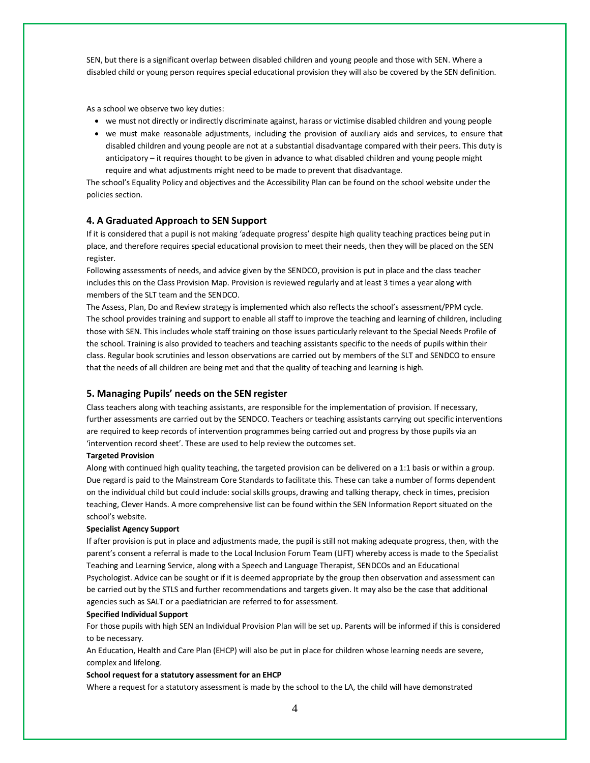SEN, but there is a significant overlap between disabled children and young people and those with SEN. Where a disabled child or young person requires special educational provision they will also be covered by the SEN definition.

As a school we observe two key duties:

- we must not directly or indirectly discriminate against, harass or victimise disabled children and young people
- we must make reasonable adjustments, including the provision of auxiliary aids and services, to ensure that disabled children and young people are not at a substantial disadvantage compared with their peers. This duty is anticipatory – it requires thought to be given in advance to what disabled children and young people might require and what adjustments might need to be made to prevent that disadvantage.

The school's Equality Policy and objectives and the Accessibility Plan can be found on the school website under the policies section.

## 4. A Graduated Approach to SEN Support

If it is considered that a pupil is not making 'adequate progress' despite high quality teaching practices being put in place, and therefore requires special educational provision to meet their needs, then they will be placed on the SEN register.

Following assessments of needs, and advice given by the SENDCO, provision is put in place and the class teacher includes this on the Class Provision Map. Provision is reviewed regularly and at least 3 times a year along with members of the SLT team and the SENDCO.

The Assess, Plan, Do and Review strategy is implemented which also reflects the school's assessment/PPM cycle.

The school provides training and support to enable all staff to improve the teaching and learning of children, including those with SEN. This includes whole staff training on those issues particularly relevant to the Special Needs Profile of the school. Training is also provided to teachers and teaching assistants specific to the needs of pupils within their class. Regular book scrutinies and lesson observations are carried out by members of the SLT and SENDCO to ensure that the needs of all children are being met and that the quality of teaching and learning is high.

## 5. Managing Pupils' needs on the SEN register

Class teachers along with teaching assistants, are responsible for the implementation of provision. If necessary, further assessments are carried out by the SENDCO. Teachers or teaching assistants carrying out specific interventions are required to keep records of intervention programmes being carried out and progress by those pupils via an 'intervention record sheet'. These are used to help review the outcomes set.

**Targeted Provision**

Along with continued high quality teaching, the targeted provision can be delivered on a 1:1 basis or within a group. Due regard is paid to the Mainstream Core Standards to facilitate this. These can take a number of forms dependent on the individual child but could include: social skills groups, drawing and talking therapy, check in times, precision teaching, Clever Hands. A more comprehensive list can be found within the SEN Information Report situated on the school's website.

**Specialist Agency Support**

If after provision is put in place and adjustments made, the pupil is still not making adequate progress, then, with the parent's consent a referral is made to the Local Inclusion Forum Team (LIFT) whereby access is made to the Specialist Teaching and Learning Service, along with a Speech and Language Therapist, SENDCOs and an Educational Psychologist. Advice can be sought or if it is deemed appropriate by the group then observation and assessment can be carried out by the STLS and further recommendations and targets given. It may also be the case that additional agencies such as SALT or a paediatrician are referred to for assessment.

**Specified Individual Support**

For those pupils with high SEN an Individual Provision Plan will be set up. Parents will be informed if this is considered to be necessary.

An Education, Health and Care Plan (EHCP) will also be put in place for children whose learning needs are severe, complex and lifelong.

**School request for a statutory assessment for an EHCP**

Where a request for a statutory assessment is made by the school to the LA, the child will have demonstrated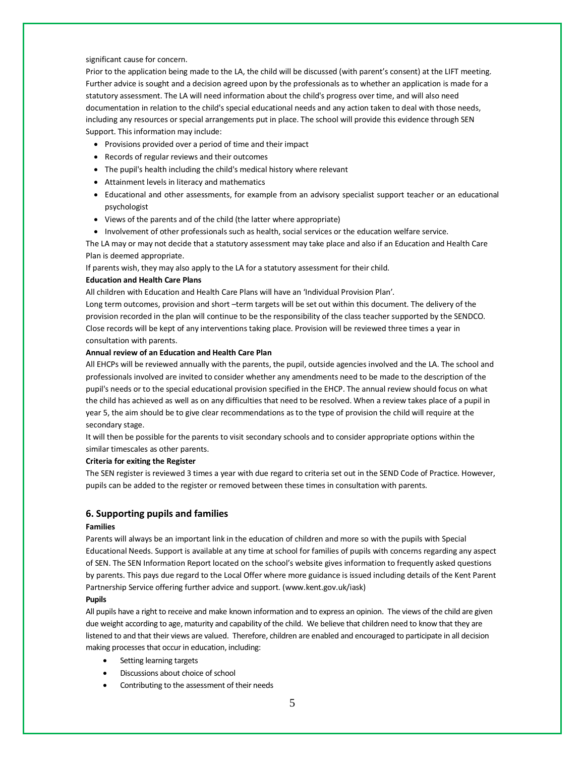significant cause for concern.

Prior to the application being made to the LA, the child will be discussed (with parent's consent) at the LIFT meeting. Further advice is sought and a decision agreed upon by the professionals as to whether an application is made for a statutory assessment. The LA will need information about the child's progress over time, and will also need documentation in relation to the child's special educational needs and any action taken to deal with those needs, including any resources or special arrangements put in place. The school will provide this evidence through SEN Support. This information may include:

- Provisions provided over a period of time and their impact
- Records of regular reviews and their outcomes
- The pupil's health including the child's medical history where relevant
- Attainment levels in literacy and mathematics
- Educational and other assessments, for example from an advisory specialist support teacher or an educational psychologist
- Views of the parents and of the child (the latter where appropriate)
- Involvement of other professionals such as health, social services or the education welfare service.

The LA may or may not decide that a statutory assessment may take place and also if an Education and Health Care Plan is deemed appropriate.

If parents wish, they may also apply to the LA for a statutory assessment for their child.

**Education and Health Care Plans**

All children with Education and Health Care Plans will have an 'Individual Provision Plan'.

Long term outcomes, provision and short –term targets will be set out within this document. The delivery of the provision recorded in the plan will continue to be the responsibility of the class teacher supported by the SENDCO. Close records will be kept of any interventions taking place. Provision will be reviewed three times a year in consultation with parents.

**Annual review of an Education and Health Care Plan**

All EHCPs will be reviewed annually with the parents, the pupil, outside agencies involved and the LA. The school and professionals involved are invited to consider whether any amendments need to be made to the description of the pupil's needs or to the special educational provision specified in the EHCP. The annual review should focus on what the child has achieved as well as on any difficulties that need to be resolved. When a review takes place of a pupil in year 5, the aim should be to give clear recommendations as to the type of provision the child will require at the secondary stage.

It will then be possible for the parents to visit secondary schools and to consider appropriate options within the similar timescales as other parents.

**Criteria for exiting the Register**

The SEN register is reviewed 3 times a year with due regard to criteria set out in the SEND Code of Practice. However, pupils can be added to the register or removed between these times in consultation with parents.

## 6. Supporting pupils and families

**Families**

Parents will always be an important link in the education of children and more so with the pupils with Special Educational Needs. Support is available at any time at school for families of pupils with concerns regarding any aspect of SEN. The SEN Information Report located on the school's website gives information to frequently asked questions by parents. This pays due regard to the Local Offer where more guidance is issued including details of the Kent Parent Partnership Service offering further advice and support. (www.kent.gov.uk/iask)

**Pupils**

All pupils have a right to receive and make known information and to express an opinion. The views of the child are given due weight according to age, maturity and capability of the child. We believe that children need to know that they are listened to and that their views are valued. Therefore, children are enabled and encouraged to participate in all decision making processes that occur in education, including:

- Setting learning targets
- Discussions about choice of school
- Contributing to the assessment of their needs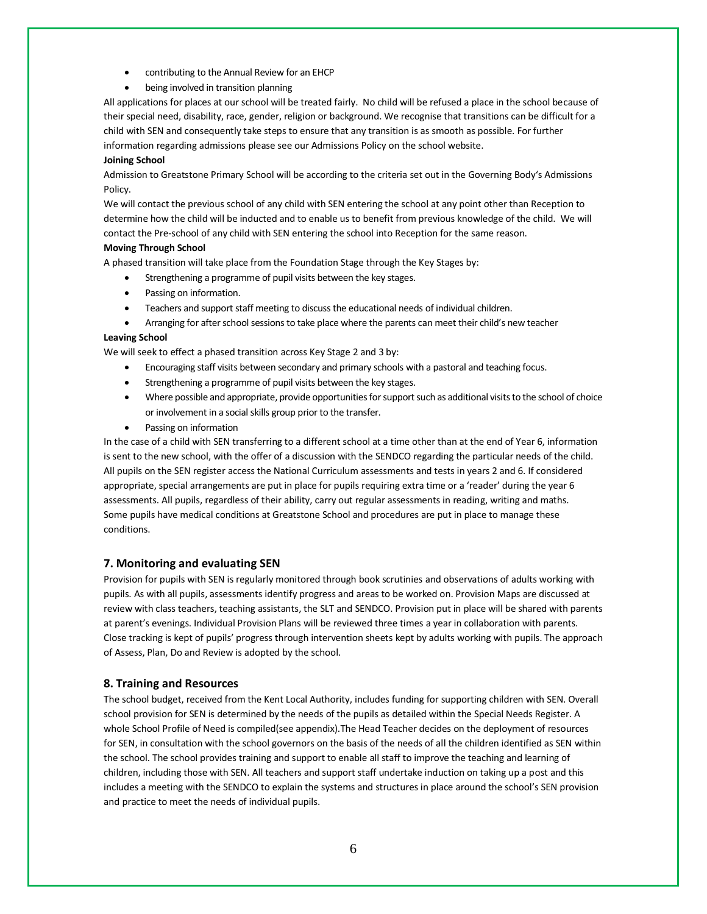- contributing to the Annual Review for an EHCP
- being involved in transition planning

All applications for places at our school will be treated fairly. No child will be refused a place in the school because of their special need, disability, race, gender, religion or background. We recognise that transitions can be difficult for a child with SEN and consequently take steps to ensure that any transition is as smooth as possible. For further information regarding admissions please see our Admissions Policy on the school website.

**Joining School**

Admission to Greatstone Primary School will be according to the criteria set out in the Governing Body's Admissions Policy.

We will contact the previous school of any child with SEN entering the school at any point other than Reception to determine how the child will be inducted and to enable us to benefit from previous knowledge of the child. We will contact the Pre-school of any child with SEN entering the school into Reception for the same reason.

**Moving Through School**

A phased transition will take place from the Foundation Stage through the Key Stages by:

- Strengthening a programme of pupil visits between the key stages.
- Passing on information.
- Teachers and support staff meeting to discuss the educational needs of individual children.
- Arranging for after school sessions to take place where the parents can meet their child's new teacher

**Leaving School**

We will seek to effect a phased transition across Key Stage 2 and 3 by:

- Encouraging staff visits between secondary and primary schools with a pastoral and teaching focus.
- Strengthening a programme of pupil visits between the key stages.
- Where possible and appropriate, provide opportunities for support such as additional visits to the school of choice or involvement in a social skills group prior to the transfer.
- Passing on information

In the case of a child with SEN transferring to a different school at a time other than at the end of Year 6, information is sent to the new school, with the offer of a discussion with the SENDCO regarding the particular needs of the child. All pupils on the SEN register access the National Curriculum assessments and tests in years 2 and 6. If considered appropriate, special arrangements are put in place for pupils requiring extra time or a 'reader' during the year 6 assessments. All pupils, regardless of their ability, carry out regular assessments in reading, writing and maths. Some pupils have medical conditions at Greatstone School and procedures are put in place to manage these conditions.

## 7. Monitoring and evaluating SEN

Provision for pupils with SEN is regularly monitored through book scrutinies and observations of adults working with pupils. As with all pupils, assessments identify progress and areas to be worked on. Provision Maps are discussed at review with class teachers, teaching assistants, the SLT and SENDCO. Provision put in place will be shared with parents at parent's evenings. Individual Provision Plans will be reviewed three times a year in collaboration with parents. Close tracking is kept of pupils' progress through intervention sheets kept by adults working with pupils. The approach of Assess, Plan, Do and Review is adopted by the school.

## 8. Training and Resources

The school budget, received from the Kent Local Authority, includes funding for supporting children with SEN. Overall school provision for SEN is determined by the needs of the pupils as detailed within the Special Needs Register. A whole School Profile of Need is compiled(see appendix).The Head Teacher decides on the deployment of resources for SEN, in consultation with the school governors on the basis of the needs of all the children identified as SEN within the school. The school provides training and support to enable all staff to improve the teaching and learning of children, including those with SEN. All teachers and support staff undertake induction on taking up a post and this includes a meeting with the SENDCO to explain the systems and structures in place around the school's SEN provision and practice to meet the needs of individual pupils.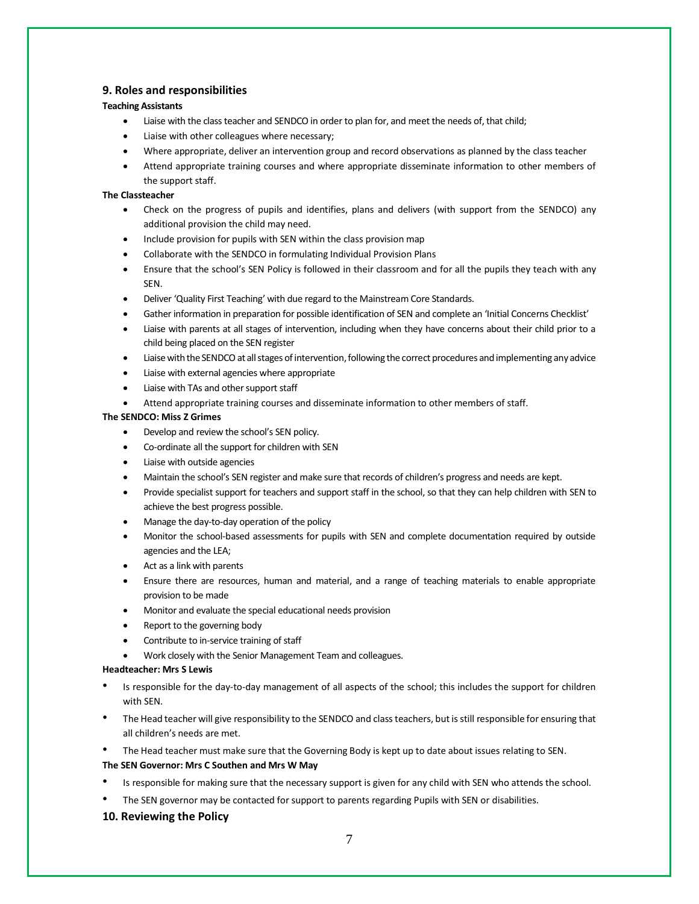## 9. Roles and responsibilities

**Teaching Assistants**

- Liaise with the class teacher and SENDCO in order to plan for, and meet the needs of, that child;
- Liaise with other colleagues where necessary;
- Where appropriate, deliver an intervention group and record observations as planned by the class teacher
- Attend appropriate training courses and where appropriate disseminate information to other members of the support staff.

**The Classteacher**

- Check on the progress of pupils and identifies, plans and delivers (with support from the SENDCO) any additional provision the child may need.
- Include provision for pupils with SEN within the class provision map
- Collaborate with the SENDCO in formulating Individual Provision Plans
- Ensure that the school's SEN Policy is followed in their classroom and for all the pupils they teach with any SEN.
- Deliver 'Quality First Teaching' with due regard to the Mainstream Core Standards.
- Gather information in preparation for possible identification of SEN and complete an 'Initial Concerns Checklist'
- Liaise with parents at all stages of intervention, including when they have concerns about their child prior to a child being placed on the SEN register
- Liaise with the SENDCO at all stages of intervention, following the correct procedures and implementing any advice
- Liaise with external agencies where appropriate
- Liaise with TAs and other support staff
- Attend appropriate training courses and disseminate information to other members of staff.

**The SENDCO: Miss Z Grimes**

- Develop and review the school's SEN policy.
- Co-ordinate all the support for children with SEN
- Liaise with outside agencies
- Maintain the school's SEN register and make sure that records of children's progress and needs are kept.
- Provide specialist support for teachers and support staff in the school, so that they can help children with SEN to achieve the best progress possible.
- Manage the day-to-day operation of the policy
- Monitor the school-based assessments for pupils with SEN and complete documentation required by outside agencies and the LEA;
- Act as a link with parents
- Ensure there are resources, human and material, and a range of teaching materials to enable appropriate provision to be made
- Monitor and evaluate the special educational needs provision
- Report to the governing body
- Contribute to in-service training of staff
- Work closely with the Senior Management Team and colleagues.

**Headteacher: Mrs S Lewis**

- Is responsible for the day-to-day management of all aspects of the school; this includes the support for children with SEN.
- The Head teacher will give responsibility to the SENDCO and class teachers, but is still responsible for ensuring that all children's needs are met.
- The Head teacher must make sure that the Governing Body is kept up to date about issues relating to SEN.

**The SEN Governor: Mrs C Southen and Mrs W May**

- Is responsible for making sure that the necessary support is given for any child with SEN who attends the school.
- The SEN governor may be contacted for support to parents regarding Pupils with SEN or disabilities.

## 10. Reviewing the Policy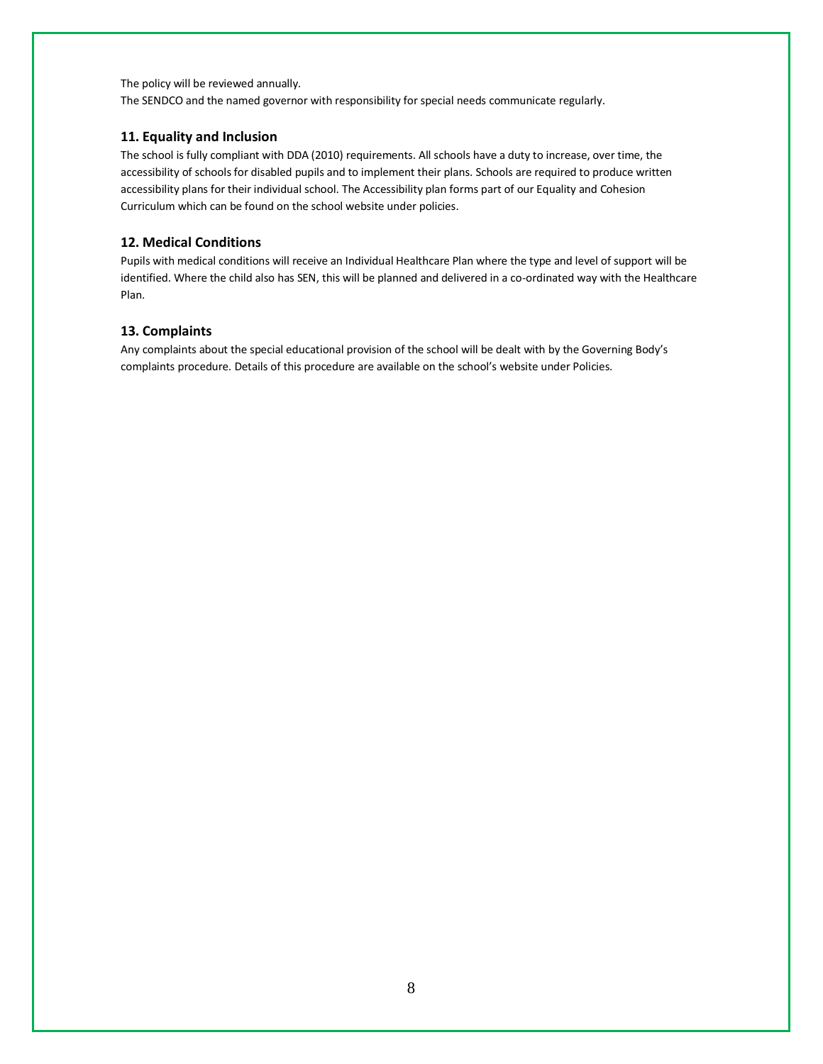The policy will be reviewed annually.
The SENDCO and the named governor with responsibility for special needs communicate regularly.

### 11. Equality and Inclusion

The school is fully compliant with DDA (2010) requirements. All schools have a duty to increase, over time, the accessibility of schools for disabled pupils and to implement their plans. Schools are required to produce written accessibility plans for their individual school. The Accessibility plan forms part of our Equality and Cohesion Curriculum which can be found on the school website under policies.

### 12. Medical Conditions

Pupils with medical conditions will receive an Individual Healthcare Plan where the type and level of support will be identified. Where the child also has SEN, this will be planned and delivered in a co-ordinated way with the Healthcare Plan.

### 13. Complaints

Any complaints about the special educational provision of the school will be dealt with by the Governing Body's complaints procedure. Details of this procedure are available on the school's website under Policies.